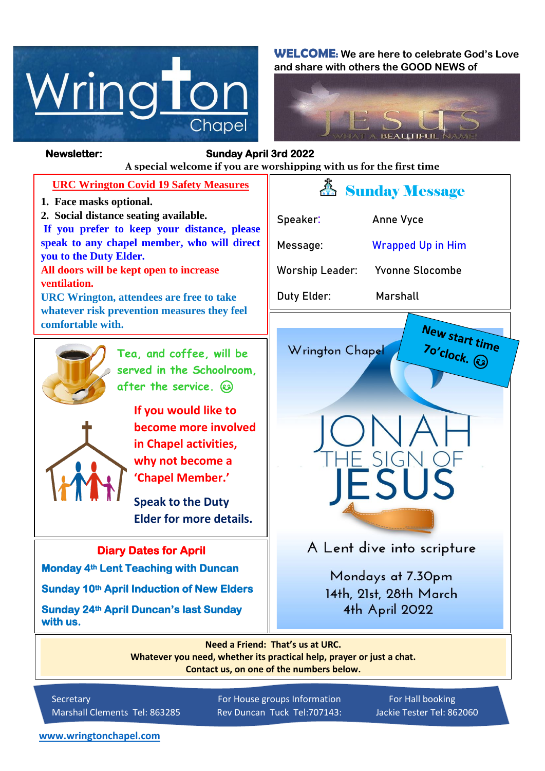# Wrington Chapel

**WELCOME:** We are here to celebrate God's Love and share with others the GOOD NEWS of

JESUS — WHAT A BEAUTIFUL NAME

**Newsletter:** **Sunday April 3rd 2022**

**A special welcome if you are worshipping with us for the first time**

## URC Wrington Covid 19 Safety Measures

1. **Face masks optional.**
2. **Social distance seating available.**

**If you prefer to keep your distance, please speak to any chapel member, who will direct you to the Duty Elder.**

**All doors will be kept open to increase ventilation.**

**URC Wrington, attendees are free to take whatever risk prevention measures they feel comfortable with.**

## Sunday Message

| | |
|---|---|
| Speaker: | Anne Vyce |
| Message: | Wrapped Up in Him |
| Worship Leader: | Yvonne Slocombe |
| Duty Elder: | Marshall |

Tea, and coffee, will be served in the Schoolroom, after the service. ☺

**If you would like to become more involved in Chapel activities, why not become a 'Chapel Member.'**

**Speak to the Duty Elder for more details.**

Wrington Chapel

**New start time 7o'clock.** ☺

# JONAH THE SIGN OF JESUS

A Lent dive into scripture

Mondays at 7.30pm
14th, 21st, 28th March
4th April 2022

## Diary Dates for April

**Monday 4th Lent Teaching with Duncan**

**Sunday 10th April Induction of New Elders**

**Sunday 24th April Duncan's last Sunday with us.**

**Need a Friend: That's us at URC.**
**Whatever you need, whether its practical help, prayer or just a chat.**
**Contact us, on one of the numbers below.**

| Secretary | For House groups Information | For Hall booking |
|---|---|---|
| Marshall Clements Tel: 863285 | Rev Duncan Tuck Tel:707143: | Jackie Tester Tel: 862060 |

www.wringtonchapel.com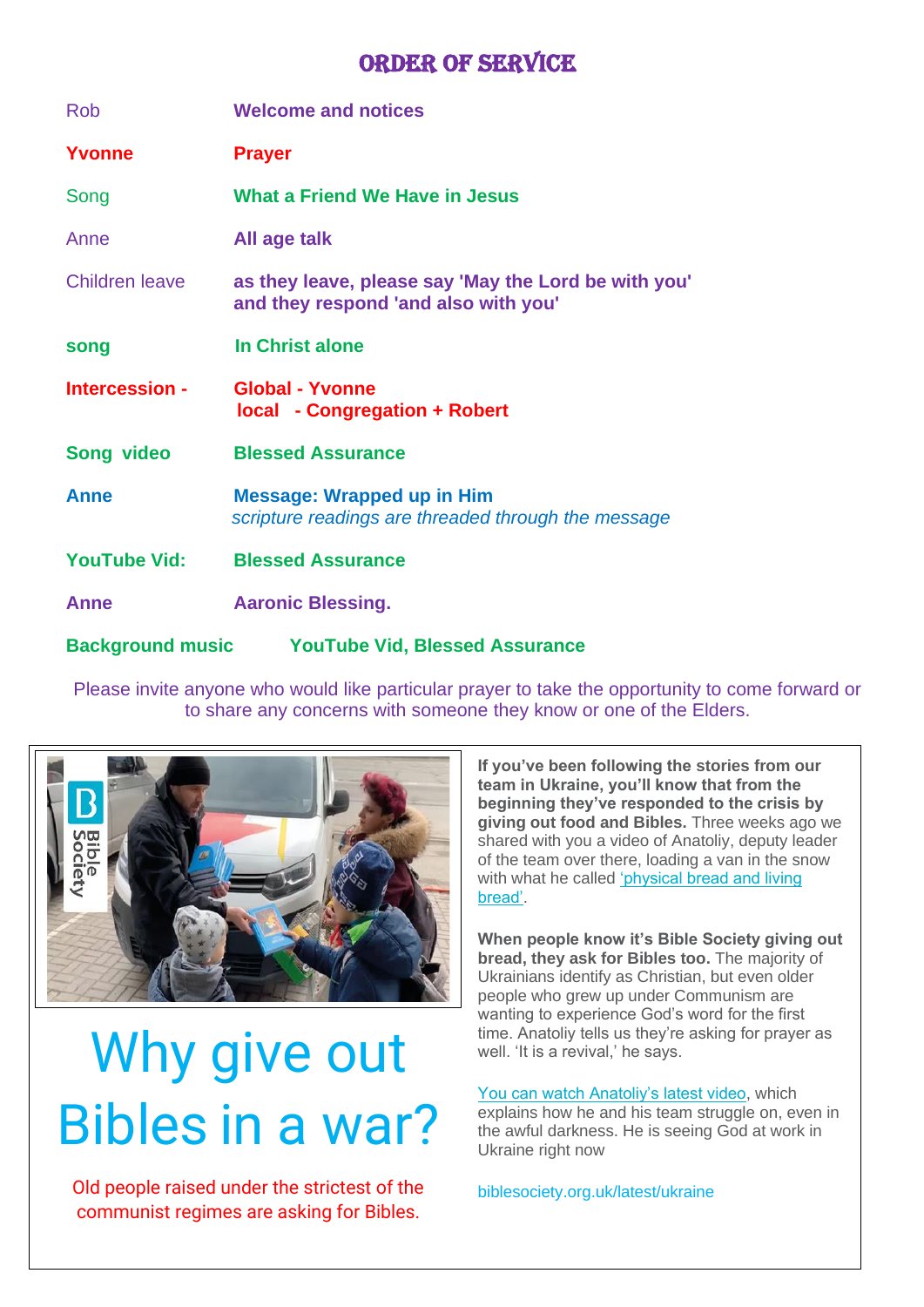# ORDER OF SERVICE

| | |
|---|---|
| Rob | **Welcome and notices** |
| **Yvonne** | **Prayer** |
| Song | **What a Friend We Have in Jesus** |
| Anne | **All age talk** |
| Children leave | **as they leave, please say 'May the Lord be with you' and they respond 'and also with you'** |
| **song** | **In Christ alone** |
| **Intercession -** | **Global - Yvonne**<br>**local - Congregation + Robert** |
| **Song video** | **Blessed Assurance** |
| **Anne** | **Message: Wrapped up in Him**<br>*scripture readings are threaded through the message* |
| **YouTube Vid:** | **Blessed Assurance** |
| **Anne** | **Aaronic Blessing.** |
| **Background music** | **YouTube Vid, Blessed Assurance** |

Please invite anyone who would like particular prayer to take the opportunity to come forward or to share any concerns with someone they know or one of the Elders.

## Why give out Bibles in a war?

Old people raised under the strictest of the communist regimes are asking for Bibles.

**If you've been following the stories from our team in Ukraine, you'll know that from the beginning they've responded to the crisis by giving out food and Bibles.** Three weeks ago we shared with you a video of Anatoliy, deputy leader of the team over there, loading a van in the snow with what he called 'physical bread and living bread'.

**When people know it's Bible Society giving out bread, they ask for Bibles too.** The majority of Ukrainians identify as Christian, but even older people who grew up under Communism are wanting to experience God's word for the first time. Anatoliy tells us they're asking for prayer as well. 'It is a revival,' he says.

You can watch Anatoliy's latest video, which explains how he and his team struggle on, even in the awful darkness. He is seeing God at work in Ukraine right now

biblesociety.org.uk/latest/ukraine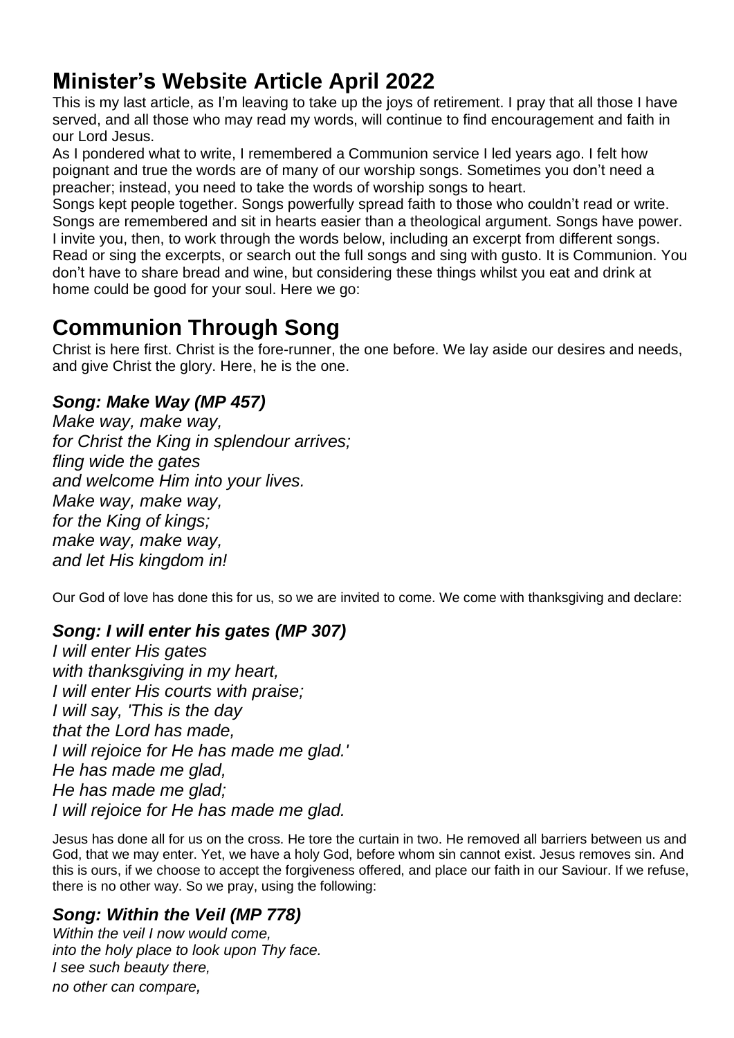# Minister's Website Article April 2022

This is my last article, as I'm leaving to take up the joys of retirement. I pray that all those I have served, and all those who may read my words, will continue to find encouragement and faith in our Lord Jesus.

As I pondered what to write, I remembered a Communion service I led years ago. I felt how poignant and true the words are of many of our worship songs. Sometimes you don't need a preacher; instead, you need to take the words of worship songs to heart.

Songs kept people together. Songs powerfully spread faith to those who couldn't read or write. Songs are remembered and sit in hearts easier than a theological argument. Songs have power.

I invite you, then, to work through the words below, including an excerpt from different songs. Read or sing the excerpts, or search out the full songs and sing with gusto. It is Communion. You don't have to share bread and wine, but considering these things whilst you eat and drink at home could be good for your soul. Here we go:

# Communion Through Song

Christ is here first. Christ is the fore-runner, the one before. We lay aside our desires and needs, and give Christ the glory. Here, he is the one.

### *Song: Make Way (MP 457)*

*Make way, make way,*
*for Christ the King in splendour arrives;*
*fling wide the gates*
*and welcome Him into your lives.*
*Make way, make way,*
*for the King of kings;*
*make way, make way,*
*and let His kingdom in!*

Our God of love has done this for us, so we are invited to come. We come with thanksgiving and declare:

### *Song: I will enter his gates (MP 307)*

*I will enter His gates*
*with thanksgiving in my heart,*
*I will enter His courts with praise;*
*I will say, 'This is the day*
*that the Lord has made,*
*I will rejoice for He has made me glad.'*
*He has made me glad,*
*He has made me glad;*
*I will rejoice for He has made me glad.*

Jesus has done all for us on the cross. He tore the curtain in two. He removed all barriers between us and God, that we may enter. Yet, we have a holy God, before whom sin cannot exist. Jesus removes sin. And this is ours, if we choose to accept the forgiveness offered, and place our faith in our Saviour. If we refuse, there is no other way. So we pray, using the following:

### *Song: Within the Veil (MP 778)*

*Within the veil I now would come,*
*into the holy place to look upon Thy face.*
*I see such beauty there,*
*no other can compare,*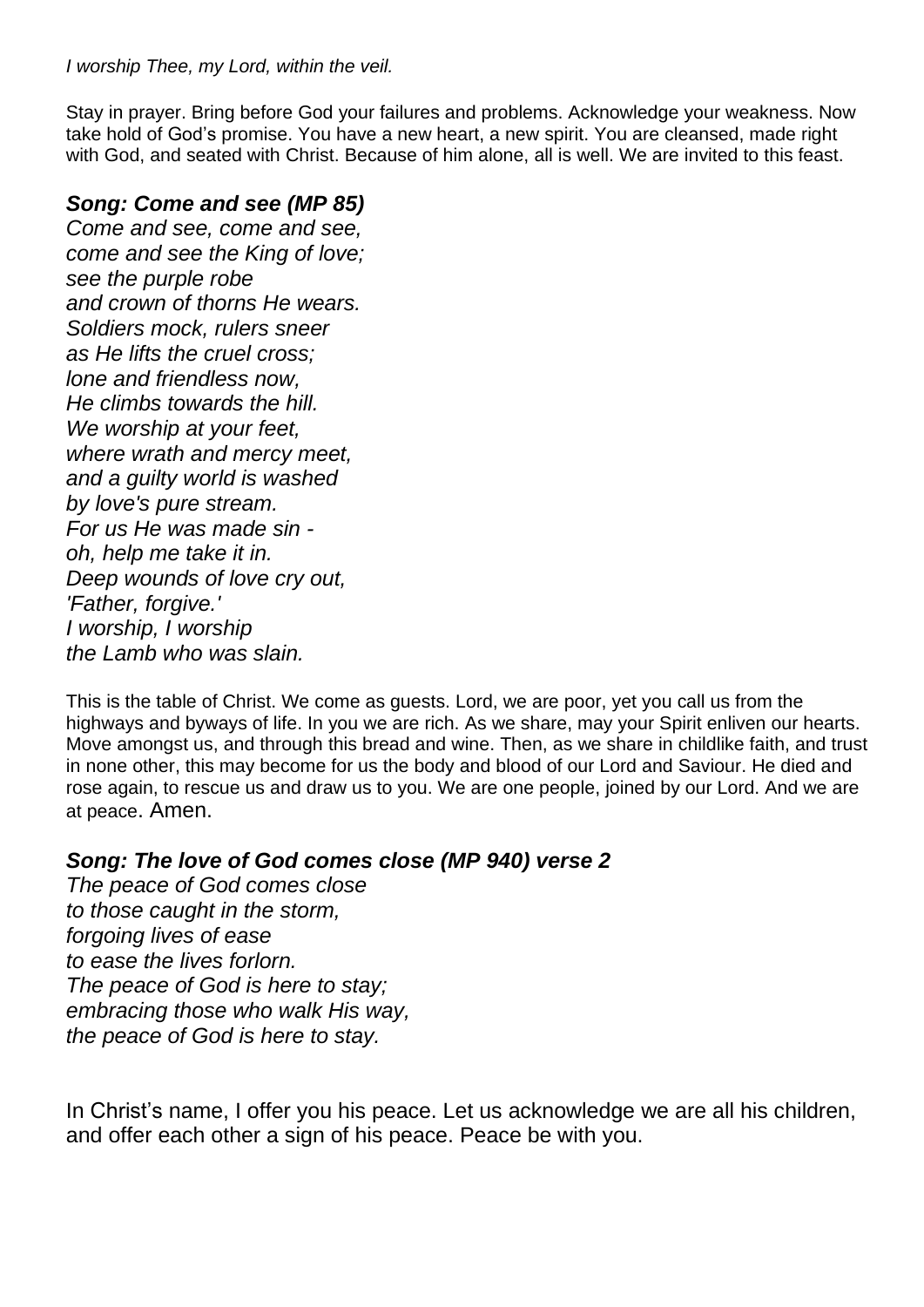*I worship Thee, my Lord, within the veil.*

Stay in prayer. Bring before God your failures and problems. Acknowledge your weakness. Now take hold of God's promise. You have a new heart, a new spirit. You are cleansed, made right with God, and seated with Christ. Because of him alone, all is well. We are invited to this feast.

### *Song: Come and see (MP 85)*

*Come and see, come and see,*
*come and see the King of love;*
*see the purple robe*
*and crown of thorns He wears.*
*Soldiers mock, rulers sneer*
*as He lifts the cruel cross;*
*lone and friendless now,*
*He climbs towards the hill.*
*We worship at your feet,*
*where wrath and mercy meet,*
*and a guilty world is washed*
*by love's pure stream.*
*For us He was made sin -*
*oh, help me take it in.*
*Deep wounds of love cry out,*
*'Father, forgive.'*
*I worship, I worship*
*the Lamb who was slain.*

This is the table of Christ. We come as guests. Lord, we are poor, yet you call us from the highways and byways of life. In you we are rich. As we share, may your Spirit enliven our hearts. Move amongst us, and through this bread and wine. Then, as we share in childlike faith, and trust in none other, this may become for us the body and blood of our Lord and Saviour. He died and rose again, to rescue us and draw us to you. We are one people, joined by our Lord. And we are at peace. Amen.

### *Song: The love of God comes close (MP 940) verse 2*

*The peace of God comes close*
*to those caught in the storm,*
*forgoing lives of ease*
*to ease the lives forlorn.*
*The peace of God is here to stay;*
*embracing those who walk His way,*
*the peace of God is here to stay.*

In Christ's name, I offer you his peace. Let us acknowledge we are all his children, and offer each other a sign of his peace. Peace be with you.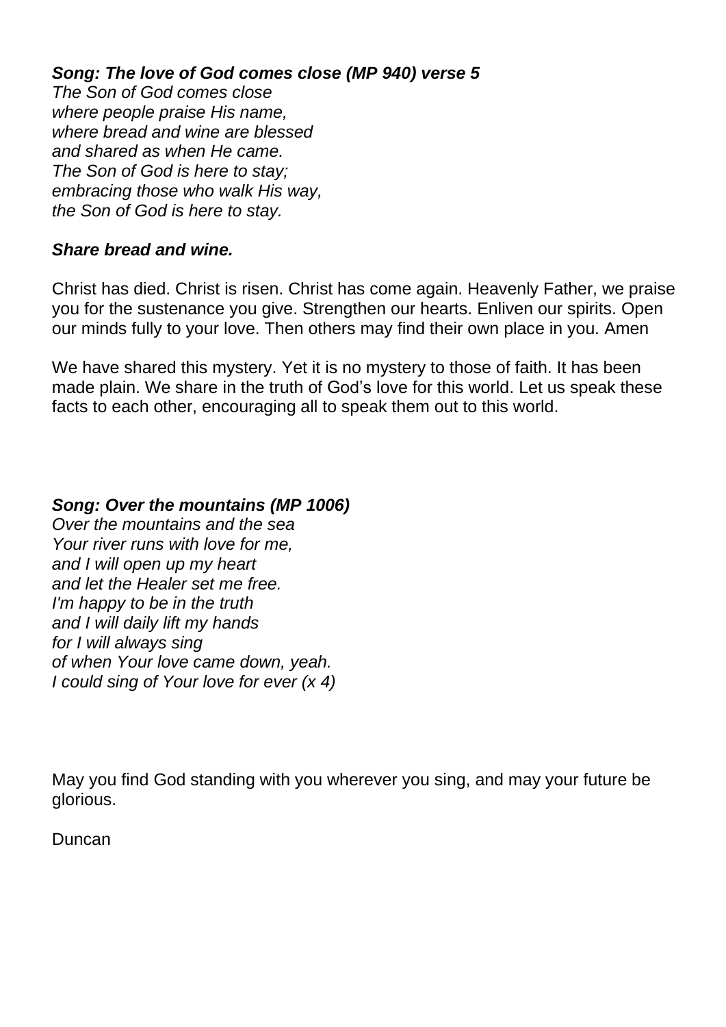***Song: The love of God comes close (MP 940) verse 5***

*The Son of God comes close*
*where people praise His name,*
*where bread and wine are blessed*
*and shared as when He came.*
*The Son of God is here to stay;*
*embracing those who walk His way,*
*the Son of God is here to stay.*

***Share bread and wine.***

Christ has died. Christ is risen. Christ has come again. Heavenly Father, we praise you for the sustenance you give. Strengthen our hearts. Enliven our spirits. Open our minds fully to your love. Then others may find their own place in you. Amen

We have shared this mystery. Yet it is no mystery to those of faith. It has been made plain. We share in the truth of God's love for this world. Let us speak these facts to each other, encouraging all to speak them out to this world.

***Song: Over the mountains (MP 1006)***

*Over the mountains and the sea*
*Your river runs with love for me,*
*and I will open up my heart*
*and let the Healer set me free.*
*I'm happy to be in the truth*
*and I will daily lift my hands*
*for I will always sing*
*of when Your love came down, yeah.*
*I could sing of Your love for ever (x 4)*

May you find God standing with you wherever you sing, and may your future be glorious.

Duncan